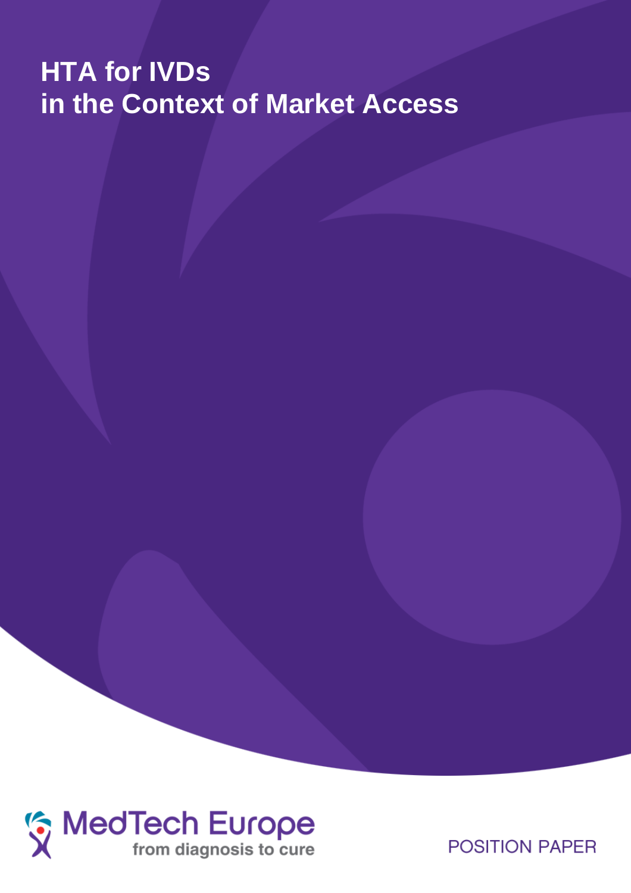# HTA for IVDs in the Context of Market Access

MedTech Europe

from diagnosis to cure

POSITION PAPER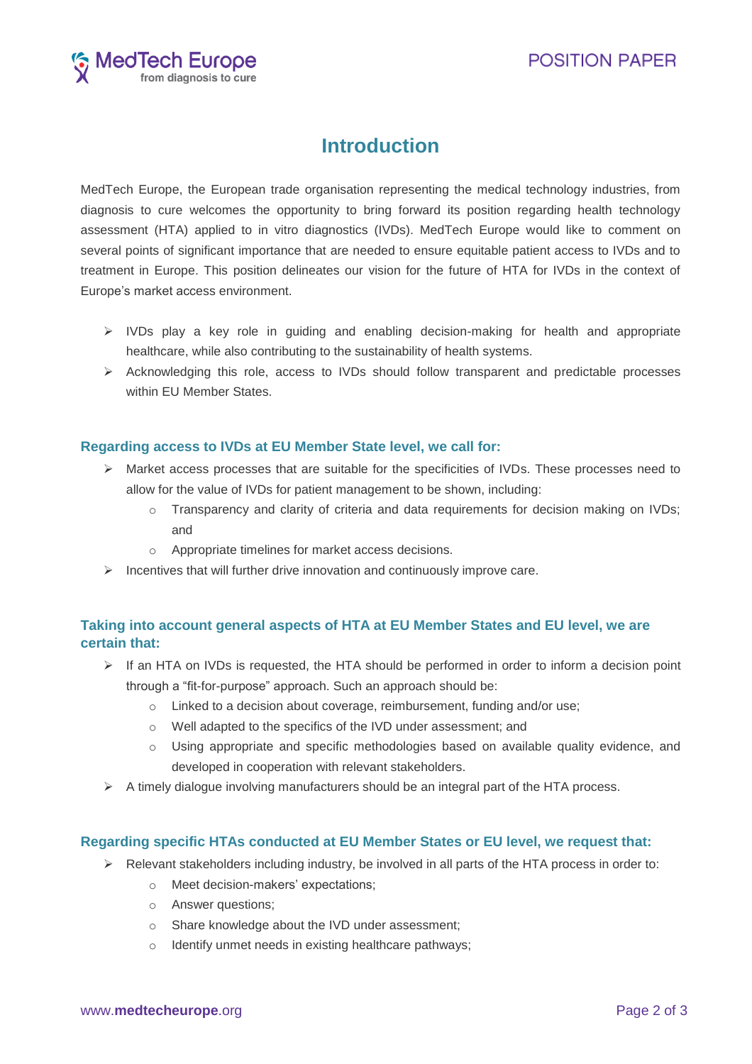# Introduction

MedTech Europe, the European trade organisation representing the medical technology industries, from diagnosis to cure welcomes the opportunity to bring forward its position regarding health technology assessment (HTA) applied to in vitro diagnostics (IVDs). MedTech Europe would like to comment on several points of significant importance that are needed to ensure equitable patient access to IVDs and to treatment in Europe. This position delineates our vision for the future of HTA for IVDs in the context of Europe's market access environment.

- IVDs play a key role in guiding and enabling decision-making for health and appropriate healthcare, while also contributing to the sustainability of health systems.
- Acknowledging this role, access to IVDs should follow transparent and predictable processes within EU Member States.

### Regarding access to IVDs at EU Member State level, we call for:

- Market access processes that are suitable for the specificities of IVDs. These processes need to allow for the value of IVDs for patient management to be shown, including:
  - Transparency and clarity of criteria and data requirements for decision making on IVDs; and
  - Appropriate timelines for market access decisions.
- Incentives that will further drive innovation and continuously improve care.

### Taking into account general aspects of HTA at EU Member States and EU level, we are certain that:

- If an HTA on IVDs is requested, the HTA should be performed in order to inform a decision point through a "fit-for-purpose" approach. Such an approach should be:
  - Linked to a decision about coverage, reimbursement, funding and/or use;
  - Well adapted to the specifics of the IVD under assessment; and
  - Using appropriate and specific methodologies based on available quality evidence, and developed in cooperation with relevant stakeholders.
- A timely dialogue involving manufacturers should be an integral part of the HTA process.

### Regarding specific HTAs conducted at EU Member States or EU level, we request that:

- Relevant stakeholders including industry, be involved in all parts of the HTA process in order to:
  - Meet decision-makers' expectations;
  - Answer questions;
  - Share knowledge about the IVD under assessment;
  - Identify unmet needs in existing healthcare pathways;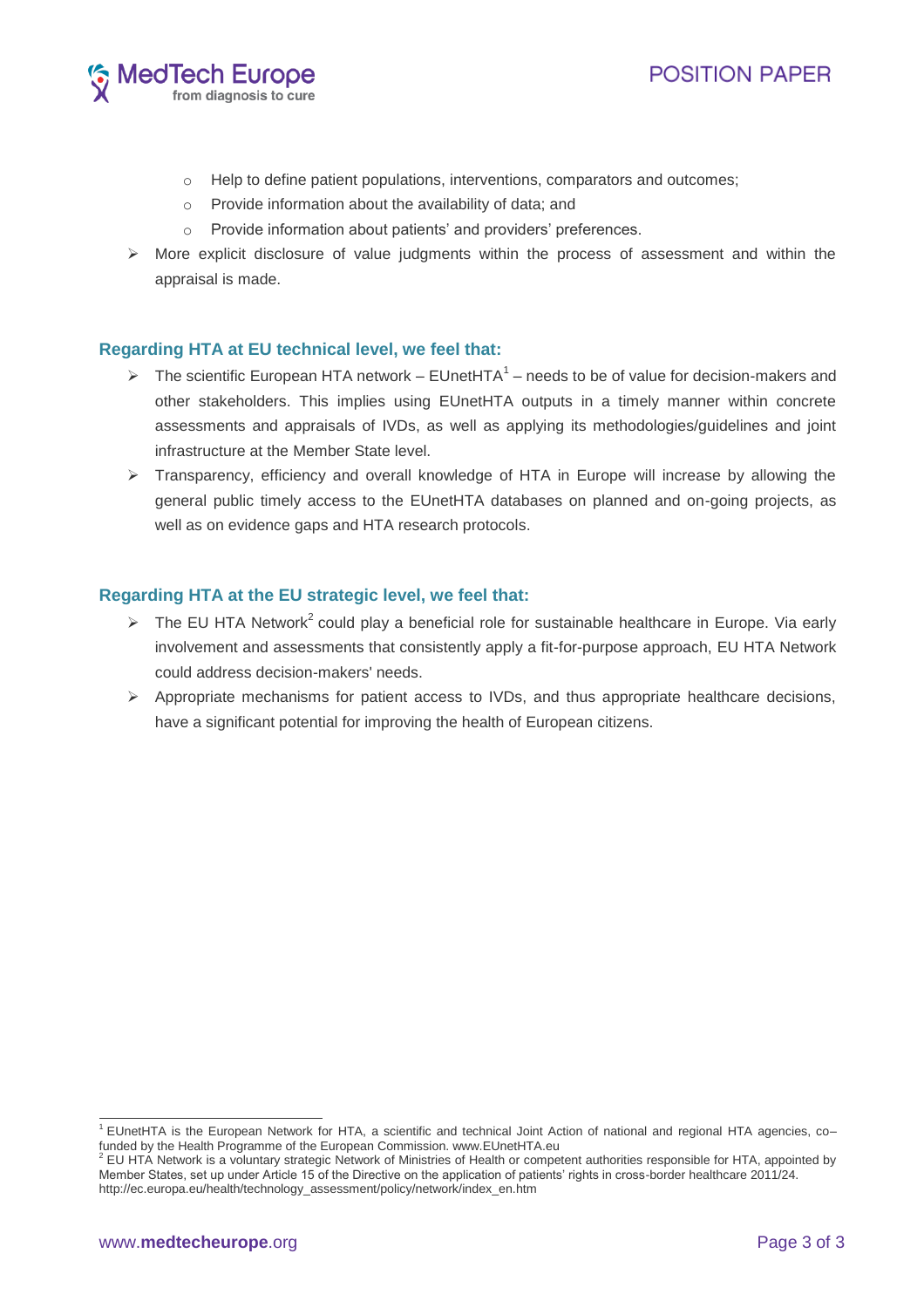- Help to define patient populations, interventions, comparators and outcomes;
    - Provide information about the availability of data; and
    - Provide information about patients' and providers' preferences.
- More explicit disclosure of value judgments within the process of assessment and within the appraisal is made.

### Regarding HTA at EU technical level, we feel that:

- The scientific European HTA network – EUnetHTA[1] – needs to be of value for decision-makers and other stakeholders. This implies using EUnetHTA outputs in a timely manner within concrete assessments and appraisals of IVDs, as well as applying its methodologies/guidelines and joint infrastructure at the Member State level.
- Transparency, efficiency and overall knowledge of HTA in Europe will increase by allowing the general public timely access to the EUnetHTA databases on planned and on-going projects, as well as on evidence gaps and HTA research protocols.

### Regarding HTA at the EU strategic level, we feel that:

- The EU HTA Network[2] could play a beneficial role for sustainable healthcare in Europe. Via early involvement and assessments that consistently apply a fit-for-purpose approach, EU HTA Network could address decision-makers' needs.
- Appropriate mechanisms for patient access to IVDs, and thus appropriate healthcare decisions, have a significant potential for improving the health of European citizens.

---

[1] EUnetHTA is the European Network for HTA, a scientific and technical Joint Action of national and regional HTA agencies, co–funded by the Health Programme of the European Commission. www.EUnetHTA.eu

[2] EU HTA Network is a voluntary strategic Network of Ministries of Health or competent authorities responsible for HTA, appointed by Member States, set up under Article 15 of the Directive on the application of patients' rights in cross-border healthcare 2011/24. http://ec.europa.eu/health/technology_assessment/policy/network/index_en.htm